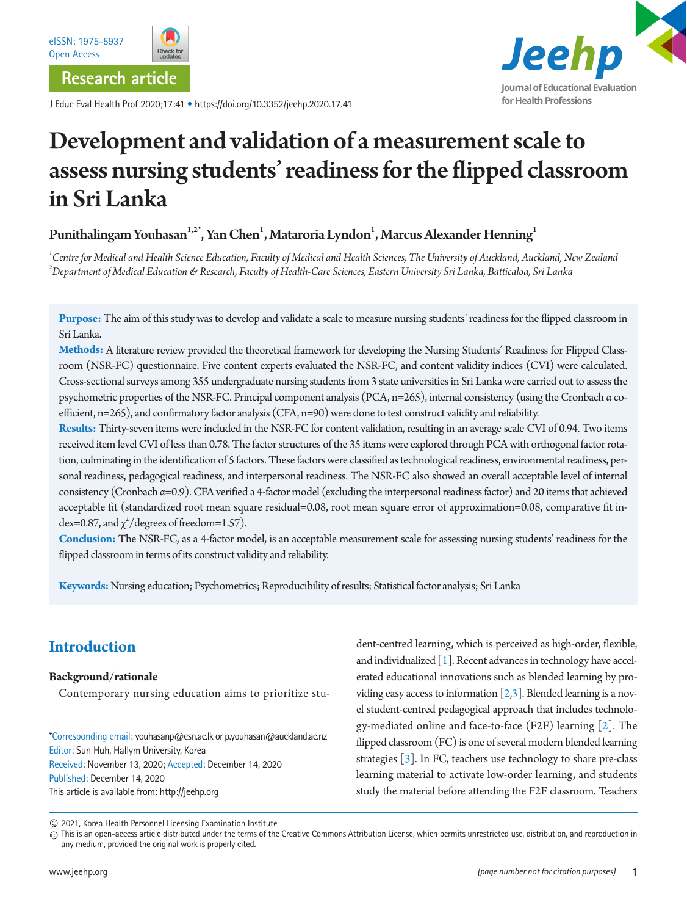Research article

# Development and validation of a measurement scale to assess nursing students' readiness for the flipped classroom in Sri Lanka

**Punithalingam Youhasan[1,2*], Yan Chen[1], Mataroria Lyndon[1], Marcus Alexander Henning[1]**

*[1]Centre for Medical and Health Science Education, Faculty of Medical and Health Sciences, The University of Auckland, Auckland, New Zealand*
*[2]Department of Medical Education & Research, Faculty of Health-Care Sciences, Eastern University Sri Lanka, Batticaloa, Sri Lanka*

**Purpose:** The aim of this study was to develop and validate a scale to measure nursing students' readiness for the flipped classroom in Sri Lanka.

**Methods:** A literature review provided the theoretical framework for developing the Nursing Students' Readiness for Flipped Classroom (NSR-FC) questionnaire. Five content experts evaluated the NSR-FC, and content validity indices (CVI) were calculated. Cross-sectional surveys among 355 undergraduate nursing students from 3 state universities in Sri Lanka were carried out to assess the psychometric properties of the NSR-FC. Principal component analysis (PCA, n=265), internal consistency (using the Cronbach α coefficient, n=265), and confirmatory factor analysis (CFA, n=90) were done to test construct validity and reliability.

**Results:** Thirty-seven items were included in the NSR-FC for content validation, resulting in an average scale CVI of 0.94. Two items received item level CVI of less than 0.78. The factor structures of the 35 items were explored through PCA with orthogonal factor rotation, culminating in the identification of 5 factors. These factors were classified as technological readiness, environmental readiness, personal readiness, pedagogical readiness, and interpersonal readiness. The NSR-FC also showed an overall acceptable level of internal consistency (Cronbach α=0.9). CFA verified a 4-factor model (excluding the interpersonal readiness factor) and 20 items that achieved acceptable fit (standardized root mean square residual=0.08, root mean square error of approximation=0.08, comparative fit index=0.87, and $\chi^2$/degrees of freedom=1.57).

**Conclusion:** The NSR-FC, as a 4-factor model, is an acceptable measurement scale for assessing nursing students' readiness for the flipped classroom in terms of its construct validity and reliability.

**Keywords:** Nursing education; Psychometrics; Reproducibility of results; Statistical factor analysis; Sri Lanka

## Introduction

### Background/rationale

Contemporary nursing education aims to prioritize student-centred learning, which is perceived as high-order, flexible, and individualized [1]. Recent advances in technology have accelerated educational innovations such as blended learning by providing easy access to information [2,3]. Blended learning is a novel student-centred pedagogical approach that includes technology-mediated online and face-to-face (F2F) learning [2]. The flipped classroom (FC) is one of several modern blended learning strategies [3]. In FC, teachers use technology to share pre-class learning material to activate low-order learning, and students study the material before attending the F2F classroom. Teachers

*Corresponding email: youhasanp@esn.ac.lk or p.youhasan@auckland.ac.nz
Editor: Sun Huh, Hallym University, Korea
Received: November 13, 2020; Accepted: December 14, 2020
Published: December 14, 2020
This article is available from: http://jeehp.org

© 2021, Korea Health Personnel Licensing Examination Institute
This is an open-access article distributed under the terms of the Creative Commons Attribution License, which permits unrestricted use, distribution, and reproduction in any medium, provided the original work is properly cited.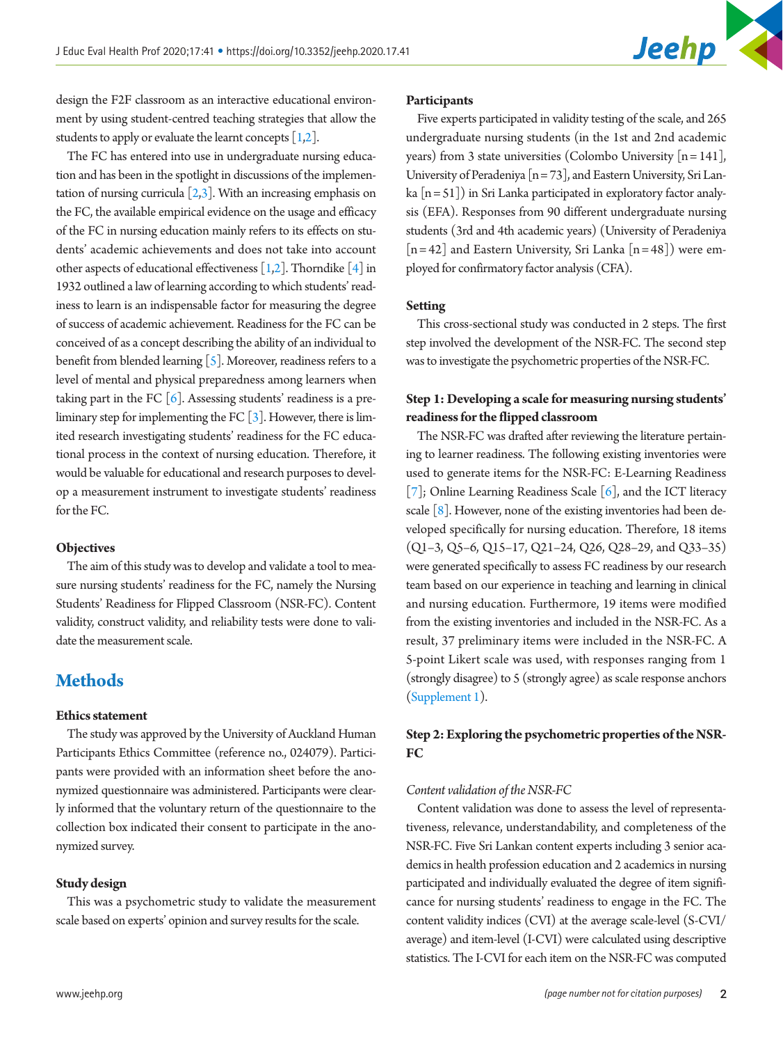design the F2F classroom as an interactive educational environment by using student-centred teaching strategies that allow the students to apply or evaluate the learnt concepts [1,2].

The FC has entered into use in undergraduate nursing education and has been in the spotlight in discussions of the implementation of nursing curricula [2,3]. With an increasing emphasis on the FC, the available empirical evidence on the usage and efficacy of the FC in nursing education mainly refers to its effects on students' academic achievements and does not take into account other aspects of educational effectiveness [1,2]. Thorndike [4] in 1932 outlined a law of learning according to which students' readiness to learn is an indispensable factor for measuring the degree of success of academic achievement. Readiness for the FC can be conceived of as a concept describing the ability of an individual to benefit from blended learning [5]. Moreover, readiness refers to a level of mental and physical preparedness among learners when taking part in the FC [6]. Assessing students' readiness is a preliminary step for implementing the FC [3]. However, there is limited research investigating students' readiness for the FC educational process in the context of nursing education. Therefore, it would be valuable for educational and research purposes to develop a measurement instrument to investigate students' readiness for the FC.

### Objectives

The aim of this study was to develop and validate a tool to measure nursing students' readiness for the FC, namely the Nursing Students' Readiness for Flipped Classroom (NSR-FC). Content validity, construct validity, and reliability tests were done to validate the measurement scale.

## Methods

### Ethics statement

The study was approved by the University of Auckland Human Participants Ethics Committee (reference no., 024079). Participants were provided with an information sheet before the anonymized questionnaire was administered. Participants were clearly informed that the voluntary return of the questionnaire to the collection box indicated their consent to participate in the anonymized survey.

### Study design

This was a psychometric study to validate the measurement scale based on experts' opinion and survey results for the scale.

### Participants

Five experts participated in validity testing of the scale, and 265 undergraduate nursing students (in the 1st and 2nd academic years) from 3 state universities (Colombo University [n = 141], University of Peradeniya [n = 73], and Eastern University, Sri Lanka [n = 51]) in Sri Lanka participated in exploratory factor analysis (EFA). Responses from 90 different undergraduate nursing students (3rd and 4th academic years) (University of Peradeniya [n = 42] and Eastern University, Sri Lanka [n = 48]) were employed for confirmatory factor analysis (CFA).

### Setting

This cross-sectional study was conducted in 2 steps. The first step involved the development of the NSR-FC. The second step was to investigate the psychometric properties of the NSR-FC.

### Step 1: Developing a scale for measuring nursing students' readiness for the flipped classroom

The NSR-FC was drafted after reviewing the literature pertaining to learner readiness. The following existing inventories were used to generate items for the NSR-FC: E-Learning Readiness [7]; Online Learning Readiness Scale [6], and the ICT literacy scale [8]. However, none of the existing inventories had been developed specifically for nursing education. Therefore, 18 items (Q1–3, Q5–6, Q15–17, Q21–24, Q26, Q28–29, and Q33–35) were generated specifically to assess FC readiness by our research team based on our experience in teaching and learning in clinical and nursing education. Furthermore, 19 items were modified from the existing inventories and included in the NSR-FC. As a result, 37 preliminary items were included in the NSR-FC. A 5-point Likert scale was used, with responses ranging from 1 (strongly disagree) to 5 (strongly agree) as scale response anchors (Supplement 1).

### Step 2: Exploring the psychometric properties of the NSR-FC

#### *Content validation of the NSR-FC*

Content validation was done to assess the level of representativeness, relevance, understandability, and completeness of the NSR-FC. Five Sri Lankan content experts including 3 senior academics in health profession education and 2 academics in nursing participated and individually evaluated the degree of item significance for nursing students' readiness to engage in the FC. The content validity indices (CVI) at the average scale-level (S-CVI/average) and item-level (I-CVI) were calculated using descriptive statistics. The I-CVI for each item on the NSR-FC was computed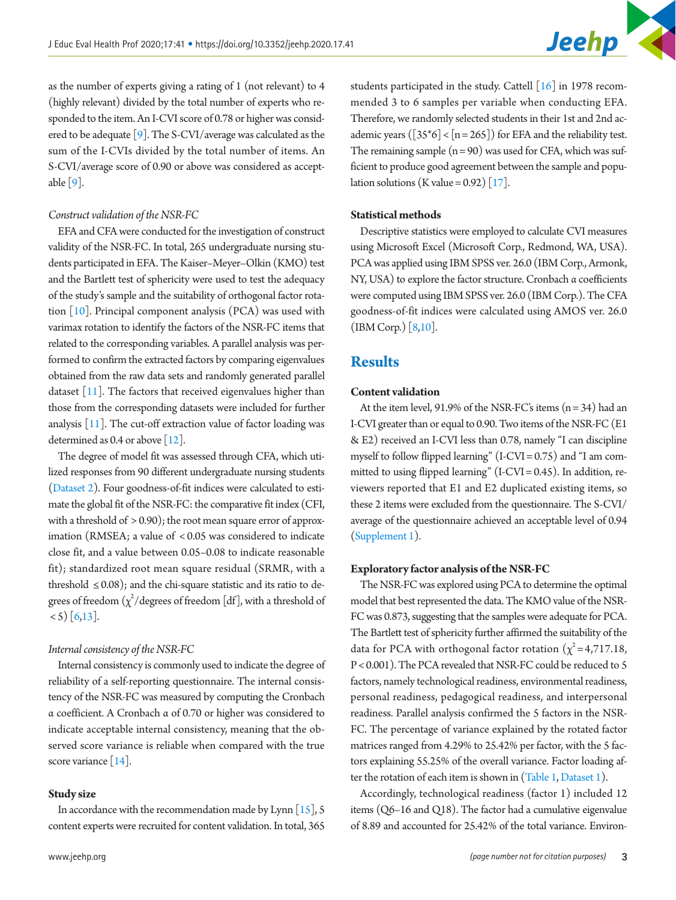as the number of experts giving a rating of 1 (not relevant) to 4 (highly relevant) divided by the total number of experts who responded to the item. An I-CVI score of 0.78 or higher was considered to be adequate [9]. The S-CVI/average was calculated as the sum of the I-CVIs divided by the total number of items. An S-CVI/average score of 0.90 or above was considered as acceptable [9].

*Construct validation of the NSR-FC*

EFA and CFA were conducted for the investigation of construct validity of the NSR-FC. In total, 265 undergraduate nursing students participated in EFA. The Kaiser–Meyer–Olkin (KMO) test and the Bartlett test of sphericity were used to test the adequacy of the study's sample and the suitability of orthogonal factor rotation [10]. Principal component analysis (PCA) was used with varimax rotation to identify the factors of the NSR-FC items that related to the corresponding variables. A parallel analysis was performed to confirm the extracted factors by comparing eigenvalues obtained from the raw data sets and randomly generated parallel dataset [11]. The factors that received eigenvalues higher than those from the corresponding datasets were included for further analysis [11]. The cut-off extraction value of factor loading was determined as 0.4 or above [12].

The degree of model fit was assessed through CFA, which utilized responses from 90 different undergraduate nursing students (Dataset 2). Four goodness-of-fit indices were calculated to estimate the global fit of the NSR-FC: the comparative fit index (CFI, with a threshold of $>0.90$); the root mean square error of approximation (RMSEA; a value of $<0.05$ was considered to indicate close fit, and a value between 0.05–0.08 to indicate reasonable fit); standardized root mean square residual (SRMR, with a threshold $\leq 0.08$); and the chi-square statistic and its ratio to degrees of freedom ($\chi^2$/degrees of freedom [df], with a threshold of $<5$) [6,13].

*Internal consistency of the NSR-FC*

Internal consistency is commonly used to indicate the degree of reliability of a self-reporting questionnaire. The internal consistency of the NSR-FC was measured by computing the Cronbach $\alpha$ coefficient. A Cronbach $\alpha$ of 0.70 or higher was considered to indicate acceptable internal consistency, meaning that the observed score variance is reliable when compared with the true score variance [14].

### Study size

In accordance with the recommendation made by Lynn [15], 5 content experts were recruited for content validation. In total, 365 students participated in the study. Cattell [16] in 1978 recommended 3 to 6 samples per variable when conducting EFA. Therefore, we randomly selected students in their 1st and 2nd academic years ([35*6] < [n = 265]) for EFA and the reliability test. The remaining sample (n = 90) was used for CFA, which was sufficient to produce good agreement between the sample and population solutions (K value = 0.92) [17].

### Statistical methods

Descriptive statistics were employed to calculate CVI measures using Microsoft Excel (Microsoft Corp., Redmond, WA, USA). PCA was applied using IBM SPSS ver. 26.0 (IBM Corp., Armonk, NY, USA) to explore the factor structure. Cronbach $\alpha$ coefficients were computed using IBM SPSS ver. 26.0 (IBM Corp.). The CFA goodness-of-fit indices were calculated using AMOS ver. 26.0 (IBM Corp.) [8,10].

## Results

### Content validation

At the item level, 91.9% of the NSR-FC's items (n = 34) had an I-CVI greater than or equal to 0.90. Two items of the NSR-FC (E1 & E2) received an I-CVI less than 0.78, namely "I can discipline myself to follow flipped learning" (I-CVI = 0.75) and "I am committed to using flipped learning" (I-CVI = 0.45). In addition, reviewers reported that E1 and E2 duplicated existing items, so these 2 items were excluded from the questionnaire. The S-CVI/average of the questionnaire achieved an acceptable level of 0.94 (Supplement 1).

### Exploratory factor analysis of the NSR-FC

The NSR-FC was explored using PCA to determine the optimal model that best represented the data. The KMO value of the NSR-FC was 0.873, suggesting that the samples were adequate for PCA. The Bartlett test of sphericity further affirmed the suitability of the data for PCA with orthogonal factor rotation ($\chi^2 = 4{,}717.18$, $P < 0.001$). The PCA revealed that NSR-FC could be reduced to 5 factors, namely technological readiness, environmental readiness, personal readiness, pedagogical readiness, and interpersonal readiness. Parallel analysis confirmed the 5 factors in the NSR-FC. The percentage of variance explained by the rotated factor matrices ranged from 4.29% to 25.42% per factor, with the 5 factors explaining 55.25% of the overall variance. Factor loading after the rotation of each item is shown in (Table 1, Dataset 1).

Accordingly, technological readiness (factor 1) included 12 items (Q6–16 and Q18). The factor had a cumulative eigenvalue of 8.89 and accounted for 25.42% of the total variance. Environ-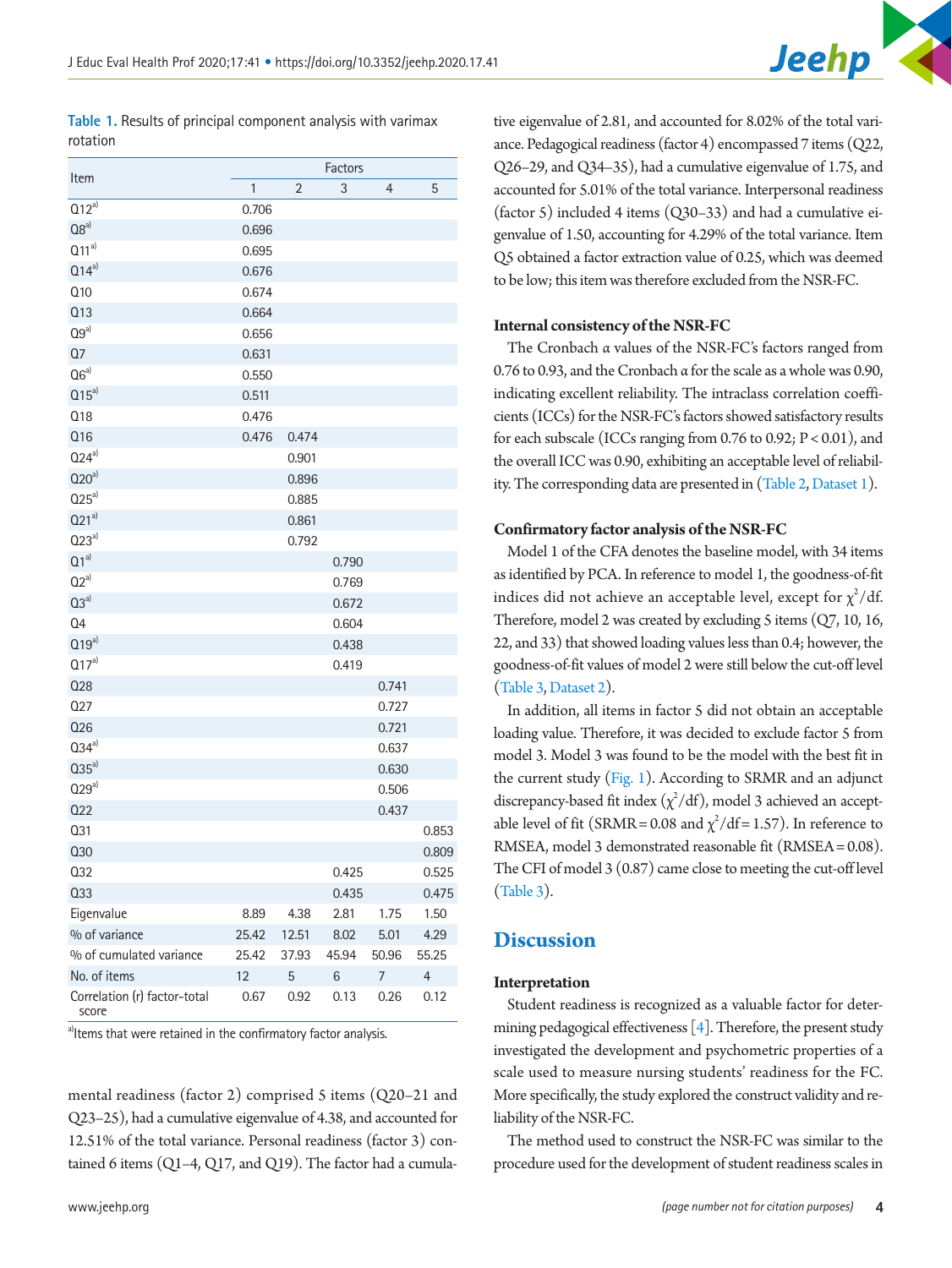**Table 1.** Results of principal component analysis with varimax rotation

| Item | Factors | | | | |
|---|---|---|---|---|---|
| | 1 | 2 | 3 | 4 | 5 |
| Q12[a] | 0.706 | | | | |
| Q8[a] | 0.696 | | | | |
| Q11[a] | 0.695 | | | | |
| Q14[a] | 0.676 | | | | |
| Q10 | 0.674 | | | | |
| Q13 | 0.664 | | | | |
| Q9[a] | 0.656 | | | | |
| Q7 | 0.631 | | | | |
| Q6[a] | 0.550 | | | | |
| Q15[a] | 0.511 | | | | |
| Q18 | 0.476 | | | | |
| Q16 | 0.476 | 0.474 | | | |
| Q24[a] | | 0.901 | | | |
| Q20[a] | | 0.896 | | | |
| Q25[a] | | 0.885 | | | |
| Q21[a] | | 0.861 | | | |
| Q23[a] | | 0.792 | | | |
| Q1[a] | | | 0.790 | | |
| Q2[a] | | | 0.769 | | |
| Q3[a] | | | 0.672 | | |
| Q4 | | | 0.604 | | |
| Q19[a] | | | 0.438 | | |
| Q17[a] | | | 0.419 | | |
| Q28 | | | | 0.741 | |
| Q27 | | | | 0.727 | |
| Q26 | | | | 0.721 | |
| Q34[a] | | | | 0.637 | |
| Q35[a] | | | | 0.630 | |
| Q29[a] | | | | 0.506 | |
| Q22 | | | | 0.437 | |
| Q31 | | | | | 0.853 |
| Q30 | | | | | 0.809 |
| Q32 | | | 0.425 | | 0.525 |
| Q33 | | | 0.435 | | 0.475 |
| Eigenvalue | 8.89 | 4.38 | 2.81 | 1.75 | 1.50 |
| % of variance | 25.42 | 12.51 | 8.02 | 5.01 | 4.29 |
| % of cumulated variance | 25.42 | 37.93 | 45.94 | 50.96 | 55.25 |
| No. of items | 12 | 5 | 6 | 7 | 4 |
| Correlation (r) factor-total score | 0.67 | 0.92 | 0.13 | 0.26 | 0.12 |

[a]Items that were retained in the confirmatory factor analysis.

mental readiness (factor 2) comprised 5 items (Q20–21 and Q23–25), had a cumulative eigenvalue of 4.38, and accounted for 12.51% of the total variance. Personal readiness (factor 3) contained 6 items (Q1–4, Q17, and Q19). The factor had a cumulative eigenvalue of 2.81, and accounted for 8.02% of the total variance. Pedagogical readiness (factor 4) encompassed 7 items (Q22, Q26–29, and Q34–35), had a cumulative eigenvalue of 1.75, and accounted for 5.01% of the total variance. Interpersonal readiness (factor 5) included 4 items (Q30–33) and had a cumulative eigenvalue of 1.50, accounting for 4.29% of the total variance. Item Q5 obtained a factor extraction value of 0.25, which was deemed to be low; this item was therefore excluded from the NSR-FC.

### Internal consistency of the NSR-FC

The Cronbach α values of the NSR-FC's factors ranged from 0.76 to 0.93, and the Cronbach α for the scale as a whole was 0.90, indicating excellent reliability. The intraclass correlation coefficients (ICCs) for the NSR-FC's factors showed satisfactory results for each subscale (ICCs ranging from 0.76 to 0.92; $P < 0.01$), and the overall ICC was 0.90, exhibiting an acceptable level of reliability. The corresponding data are presented in (Table 2, Dataset 1).

### Confirmatory factor analysis of the NSR-FC

Model 1 of the CFA denotes the baseline model, with 34 items as identified by PCA. In reference to model 1, the goodness-of-fit indices did not achieve an acceptable level, except for $\chi^2$/df. Therefore, model 2 was created by excluding 5 items (Q7, 10, 16, 22, and 33) that showed loading values less than 0.4; however, the goodness-of-fit values of model 2 were still below the cut-off level (Table 3, Dataset 2).

In addition, all items in factor 5 did not obtain an acceptable loading value. Therefore, it was decided to exclude factor 5 from model 3. Model 3 was found to be the model with the best fit in the current study (Fig. 1). According to SRMR and an adjunct discrepancy-based fit index ($\chi^2$/df), model 3 achieved an acceptable level of fit (SRMR = 0.08 and $\chi^2$/df = 1.57). In reference to RMSEA, model 3 demonstrated reasonable fit (RMSEA = 0.08). The CFI of model 3 (0.87) came close to meeting the cut-off level (Table 3).

## Discussion

### Interpretation

Student readiness is recognized as a valuable factor for determining pedagogical effectiveness [4]. Therefore, the present study investigated the development and psychometric properties of a scale used to measure nursing students' readiness for the FC. More specifically, the study explored the construct validity and reliability of the NSR-FC.

The method used to construct the NSR-FC was similar to the procedure used for the development of student readiness scales in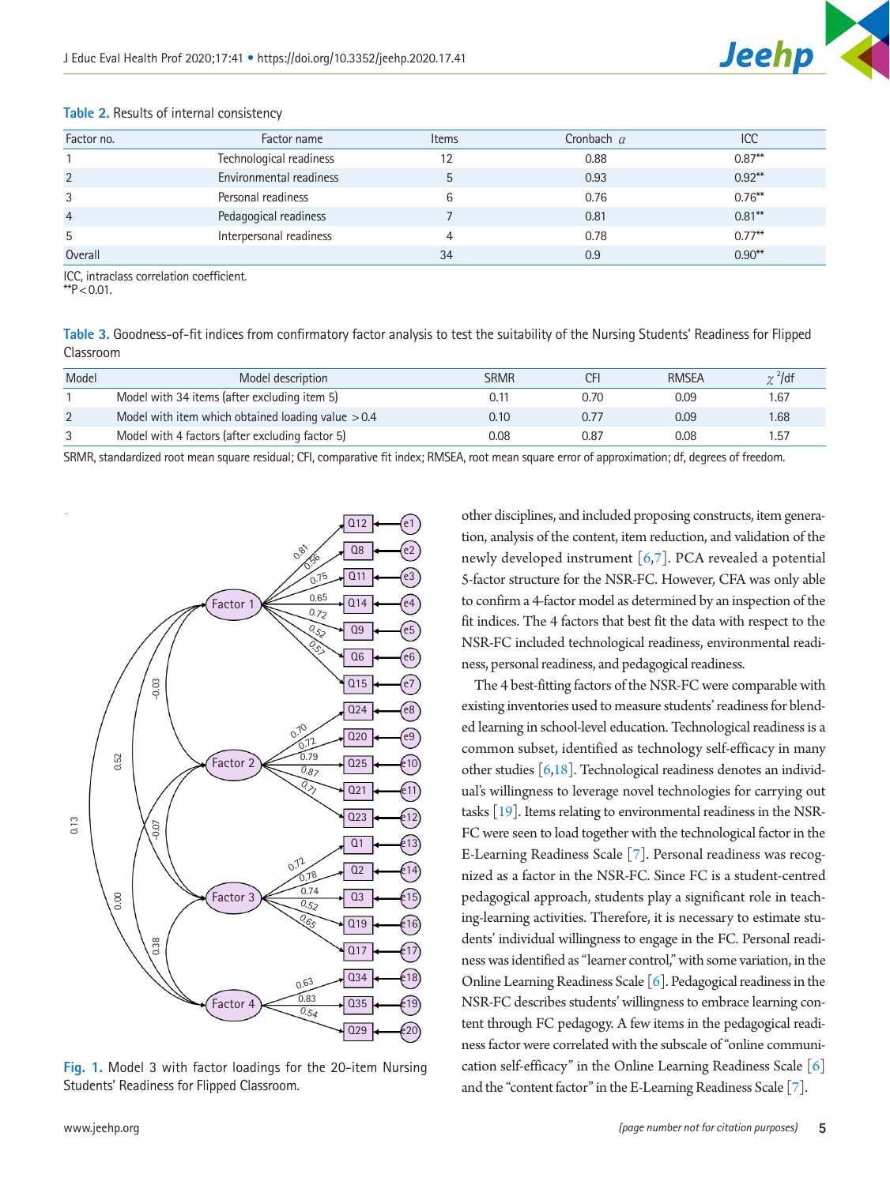**Table 2.** Results of internal consistency

| Factor no. | Factor name | Items | Cronbach $\alpha$ | ICC |
|---|---|---|---|---|
| 1 | Technological readiness | 12 | 0.88 | 0.87** |
| 2 | Environmental readiness | 5 | 0.93 | 0.92** |
| 3 | Personal readiness | 6 | 0.76 | 0.76** |
| 4 | Pedagogical readiness | 7 | 0.81 | 0.81** |
| 5 | Interpersonal readiness | 4 | 0.78 | 0.77** |
| Overall | | 34 | 0.9 | 0.90** |

ICC, intraclass correlation coefficient.
**P < 0.01.

**Table 3.** Goodness-of-fit indices from confirmatory factor analysis to test the suitability of the Nursing Students' Readiness for Flipped Classroom

| Model | Model description | SRMR | CFI | RMSEA | $\chi^2$/df |
|---|---|---|---|---|---|
| 1 | Model with 34 items (after excluding item 5) | 0.11 | 0.70 | 0.09 | 1.67 |
| 2 | Model with item which obtained loading value > 0.4 | 0.10 | 0.77 | 0.09 | 1.68 |
| 3 | Model with 4 factors (after excluding factor 5) | 0.08 | 0.87 | 0.08 | 1.57 |

SRMR, standardized root mean square residual; CFI, comparative fit index; RMSEA, root mean square error of approximation; df, degrees of freedom.

**Fig. 1.** Model 3 with factor loadings for the 20-item Nursing Students' Readiness for Flipped Classroom.

other disciplines, and included proposing constructs, item generation, analysis of the content, item reduction, and validation of the newly developed instrument [6,7]. PCA revealed a potential 5-factor structure for the NSR-FC. However, CFA was only able to confirm a 4-factor model as determined by an inspection of the fit indices. The 4 factors that best fit the data with respect to the NSR-FC included technological readiness, environmental readiness, personal readiness, and pedagogical readiness.

The 4 best-fitting factors of the NSR-FC were comparable with existing inventories used to measure students' readiness for blended learning in school-level education. Technological readiness is a common subset, identified as technology self-efficacy in many other studies [6,18]. Technological readiness denotes an individual's willingness to leverage novel technologies for carrying out tasks [19]. Items relating to environmental readiness in the NSR-FC were seen to load together with the technological factor in the E-Learning Readiness Scale [7]. Personal readiness was recognized as a factor in the NSR-FC. Since FC is a student-centred pedagogical approach, students play a significant role in teaching-learning activities. Therefore, it is necessary to estimate students' individual willingness to engage in the FC. Personal readiness was identified as "learner control," with some variation, in the Online Learning Readiness Scale [6]. Pedagogical readiness in the NSR-FC describes students' willingness to embrace learning content through FC pedagogy. A few items in the pedagogical readiness factor were correlated with the subscale of "online communication self-efficacy" in the Online Learning Readiness Scale [6] and the "content factor" in the E-Learning Readiness Scale [7].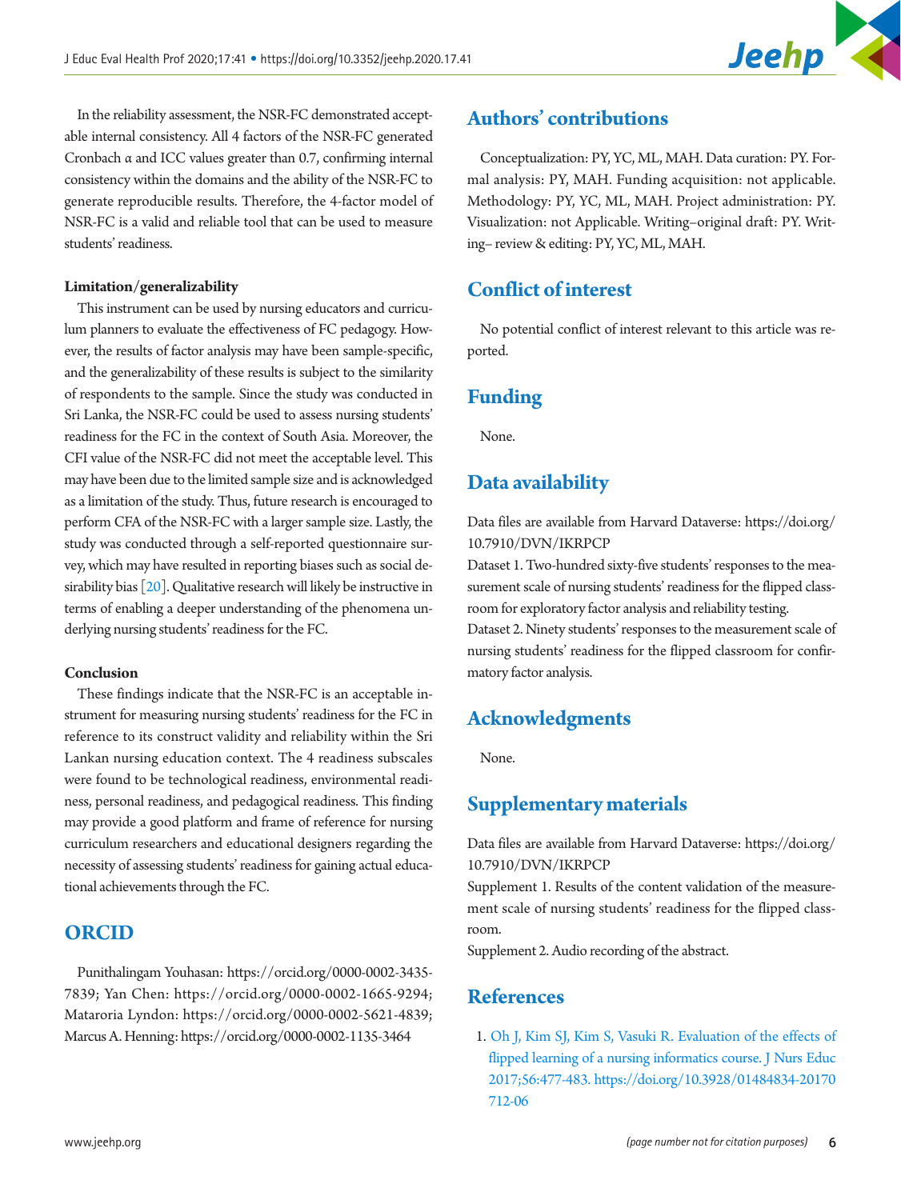In the reliability assessment, the NSR-FC demonstrated acceptable internal consistency. All 4 factors of the NSR-FC generated Cronbach α and ICC values greater than 0.7, confirming internal consistency within the domains and the ability of the NSR-FC to generate reproducible results. Therefore, the 4-factor model of NSR-FC is a valid and reliable tool that can be used to measure students' readiness.

**Limitation/generalizability**

This instrument can be used by nursing educators and curriculum planners to evaluate the effectiveness of FC pedagogy. However, the results of factor analysis may have been sample-specific, and the generalizability of these results is subject to the similarity of respondents to the sample. Since the study was conducted in Sri Lanka, the NSR-FC could be used to assess nursing students' readiness for the FC in the context of South Asia. Moreover, the CFI value of the NSR-FC did not meet the acceptable level. This may have been due to the limited sample size and is acknowledged as a limitation of the study. Thus, future research is encouraged to perform CFA of the NSR-FC with a larger sample size. Lastly, the study was conducted through a self-reported questionnaire survey, which may have resulted in reporting biases such as social desirability bias [20]. Qualitative research will likely be instructive in terms of enabling a deeper understanding of the phenomena underlying nursing students' readiness for the FC.

**Conclusion**

These findings indicate that the NSR-FC is an acceptable instrument for measuring nursing students' readiness for the FC in reference to its construct validity and reliability within the Sri Lankan nursing education context. The 4 readiness subscales were found to be technological readiness, environmental readiness, personal readiness, and pedagogical readiness. This finding may provide a good platform and frame of reference for nursing curriculum researchers and educational designers regarding the necessity of assessing students' readiness for gaining actual educational achievements through the FC.

## ORCID

Punithalingam Youhasan: https://orcid.org/0000-0002-3435-7839; Yan Chen: https://orcid.org/0000-0002-1665-9294; Mataroria Lyndon: https://orcid.org/0000-0002-5621-4839; Marcus A. Henning: https://orcid.org/0000-0002-1135-3464

## Authors' contributions

Conceptualization: PY, YC, ML, MAH. Data curation: PY. Formal analysis: PY, MAH. Funding acquisition: not applicable. Methodology: PY, YC, ML, MAH. Project administration: PY. Visualization: not Applicable. Writing–original draft: PY. Writing– review & editing: PY, YC, ML, MAH.

## Conflict of interest

No potential conflict of interest relevant to this article was reported.

## Funding

None.

## Data availability

Data files are available from Harvard Dataverse: https://doi.org/10.7910/DVN/IKRPCP

Dataset 1. Two-hundred sixty-five students' responses to the measurement scale of nursing students' readiness for the flipped classroom for exploratory factor analysis and reliability testing.

Dataset 2. Ninety students' responses to the measurement scale of nursing students' readiness for the flipped classroom for confirmatory factor analysis.

## Acknowledgments

None.

## Supplementary materials

Data files are available from Harvard Dataverse: https://doi.org/10.7910/DVN/IKRPCP

Supplement 1. Results of the content validation of the measurement scale of nursing students' readiness for the flipped classroom.

Supplement 2. Audio recording of the abstract.

## References

1. Oh J, Kim SJ, Kim S, Vasuki R. Evaluation of the effects of flipped learning of a nursing informatics course. J Nurs Educ 2017;56:477-483. https://doi.org/10.3928/01484834-20170712-06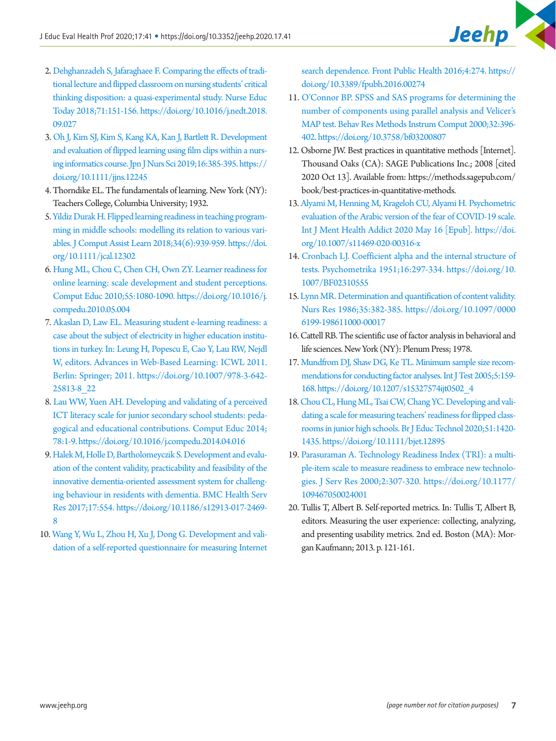2. Dehghanzadeh S, Jafaraghaee F. Comparing the effects of traditional lecture and flipped classroom on nursing students' critical thinking disposition: a quasi-experimental study. Nurse Educ Today 2018;71:151-156. https://doi.org/10.1016/j.nedt.2018.09.027
3. Oh J, Kim SJ, Kim S, Kang KA, Kan J, Bartlett R. Development and evaluation of flipped learning using film clips within a nursing informatics course. Jpn J Nurs Sci 2019;16:385-395. https://doi.org/10.1111/jjns.12245
4. Thorndike EL. The fundamentals of learning. New York (NY): Teachers College, Columbia University; 1932.
5. Yildiz Durak H. Flipped learning readiness in teaching programming in middle schools: modelling its relation to various variables. J Comput Assist Learn 2018;34(6):939-959. https://doi.org/10.1111/jcal.12302
6. Hung ML, Chou C, Chen CH, Own ZY. Learner readiness for online learning: scale development and student perceptions. Comput Educ 2010;55:1080-1090. https://doi.org/10.1016/j.compedu.2010.05.004
7. Akaslan D, Law EL. Measuring student e-learning readiness: a case about the subject of electricity in higher education institutions in turkey. In: Leung H, Popescu E, Cao Y, Lau RW, Nejdl W, editors. Advances in Web-Based Learning: ICWL 2011. Berlin: Springer; 2011. https://doi.org/10.1007/978-3-642-25813-8_22
8. Lau WW, Yuen AH. Developing and validating of a perceived ICT literacy scale for junior secondary school students: pedagogical and educational contributions. Comput Educ 2014;78:1-9. https://doi.org/10.1016/j.compedu.2014.04.016
9. Halek M, Holle D, Bartholomeyczik S. Development and evaluation of the content validity, practicability and feasibility of the innovative dementia-oriented assessment system for challenging behaviour in residents with dementia. BMC Health Serv Res 2017;17:554. https://doi.org/10.1186/s12913-017-2469-8
10. Wang Y, Wu L, Zhou H, Xu J, Dong G. Development and validation of a self-reported questionnaire for measuring Internet search dependence. Front Public Health 2016;4:274. https://doi.org/10.3389/fpubh.2016.00274
11. O'Connor BP. SPSS and SAS programs for determining the number of components using parallel analysis and Velicer's MAP test. Behav Res Methods Instrum Comput 2000;32:396-402. https://doi.org/10.3758/bf03200807
12. Osborne JW. Best practices in quantitative methods [Internet]. Thousand Oaks (CA): SAGE Publications Inc.; 2008 [cited 2020 Oct 13]. Available from: https://methods.sagepub.com/book/best-practices-in-quantitative-methods.
13. Alyami M, Henning M, Krageloh CU, Alyami H. Psychometric evaluation of the Arabic version of the fear of COVID-19 scale. Int J Ment Health Addict 2020 May 16 [Epub]. https://doi.org/10.1007/s11469-020-00316-x
14. Cronbach LJ. Coefficient alpha and the internal structure of tests. Psychometrika 1951;16:297-334. https://doi.org/10.1007/BF02310555
15. Lynn MR. Determination and quantification of content validity. Nurs Res 1986;35:382-385. https://doi.org/10.1097/00006199-198611000-00017
16. Cattell RB. The scientific use of factor analysis in behavioral and life sciences. New York (NY): Plenum Press; 1978.
17. Mundfrom DJ, Shaw DG, Ke TL. Minimum sample size recommendations for conducting factor analyses. Int J Test 2005;5:159-168. https://doi.org/10.1207/s15327574ijt0502_4
18. Chou CL, Hung ML, Tsai CW, Chang YC. Developing and validating a scale for measuring teachers' readiness for flipped classrooms in junior high schools. Br J Educ Technol 2020;51:1420-1435. https://doi.org/10.1111/bjet.12895
19. Parasuraman A. Technology Readiness Index (TRI): a multiple-item scale to measure readiness to embrace new technologies. J Serv Res 2000;2:307-320. https://doi.org/10.1177/109467050024001
20. Tullis T, Albert B. Self-reported metrics. In: Tullis T, Albert B, editors. Measuring the user experience: collecting, analyzing, and presenting usability metrics. 2nd ed. Boston (MA): Morgan Kaufmann; 2013. p. 121-161.